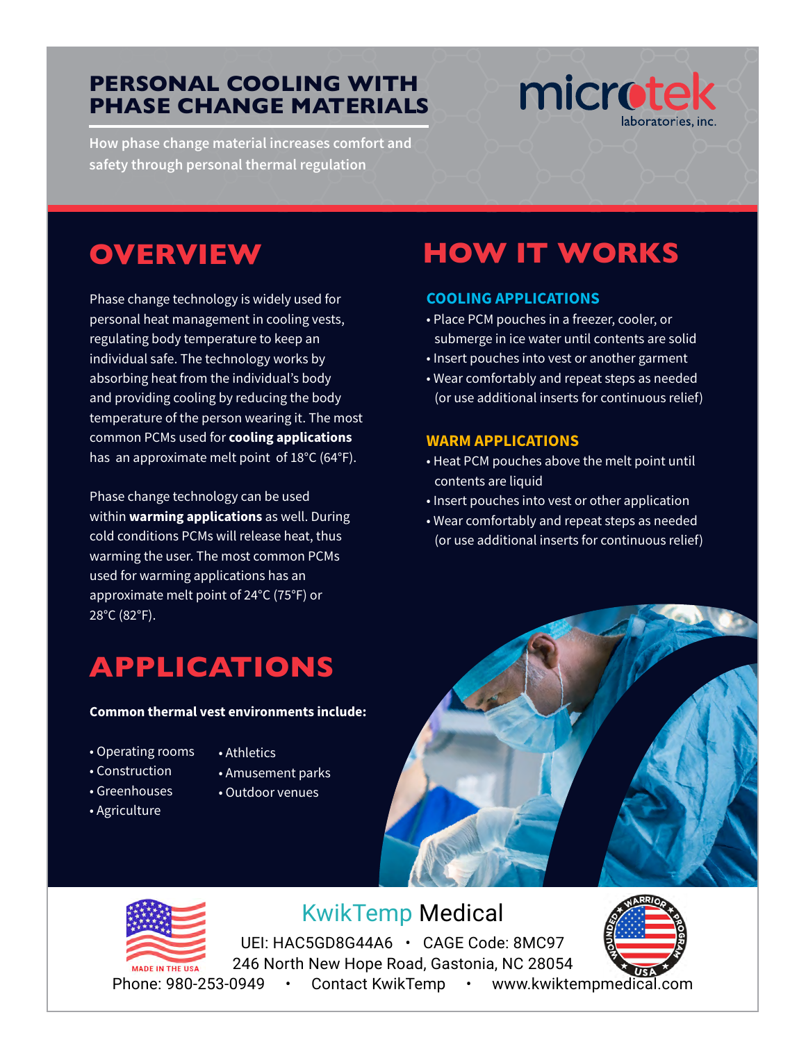# PERSONAL COOLING WITH PHASE CHANGE MATERIALS

microtek laboratories, inc.

How phase change material increases comfort and safety through personal thermal regulation

## OVERVIEW

Phase change technology is widely used for personal heat management in cooling vests, regulating body temperature to keep an individual safe. The technology works by absorbing heat from the individual's body and providing cooling by reducing the body temperature of the person wearing it. The most common PCMs used for **cooling applications** has an approximate melt point of 18°C (64°F).

Phase change technology can be used within **warming applications** as well. During cold conditions PCMs will release heat, thus warming the user. The most common PCMs used for warming applications has an approximate melt point of 24°C (75°F) or 28°C (82°F).

## APPLICATIONS

**Common thermal vest environments include:**

- Operating rooms
- Construction
- Greenhouses
- Agriculture
- Athletics
- Amusement parks
- Outdoor venues

## HOW IT WORKS

### COOLING APPLICATIONS

- Place PCM pouches in a freezer, cooler, or submerge in ice water until contents are solid
- Insert pouches into vest or another garment
- Wear comfortably and repeat steps as needed (or use additional inserts for continuous relief)

### WARM APPLICATIONS

- Heat PCM pouches above the melt point until contents are liquid
- Insert pouches into vest or other application
- Wear comfortably and repeat steps as needed (or use additional inserts for continuous relief)

MADE IN THE USA

KwikTemp Medical

UEI: HAC5GD8G44A6 • CAGE Code: 8MC97

246 North New Hope Road, Gastonia, NC 28054

Phone: 980-253-0949 • Contact KwikTemp • www.kwiktempmedical.com

WOUNDED WARRIOR PROGRAM USA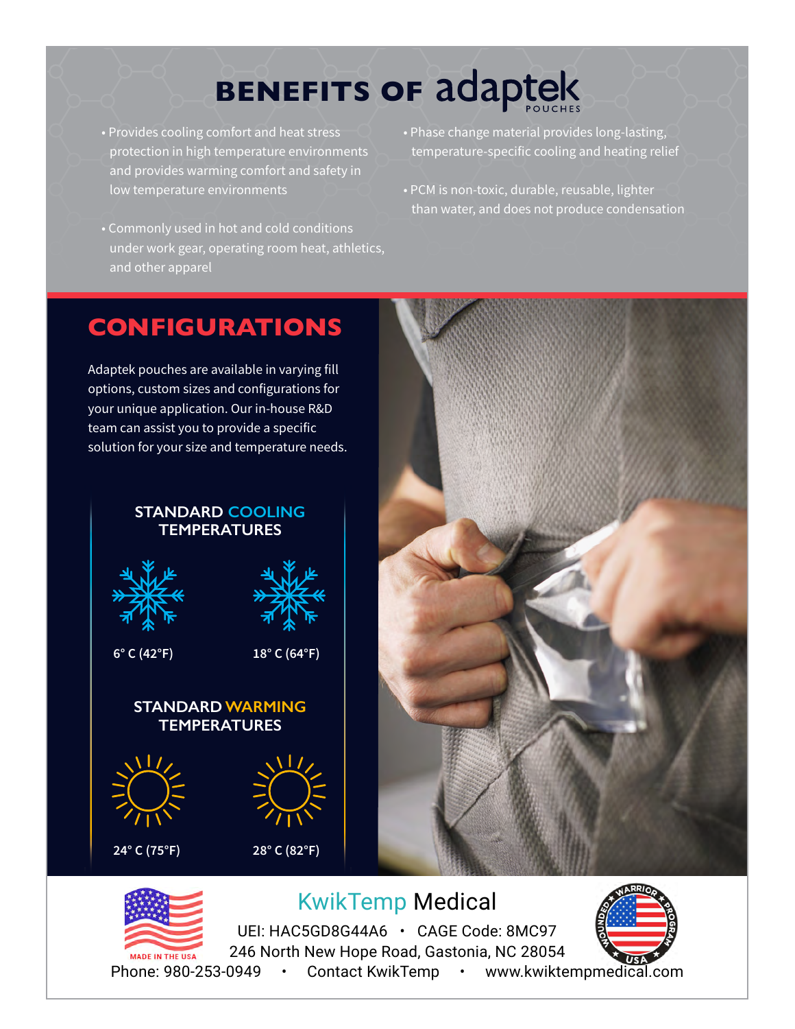# BENEFITS OF adaptek POUCHES

- Provides cooling comfort and heat stress protection in high temperature environments and provides warming comfort and safety in low temperature environments
- Commonly used in hot and cold conditions under work gear, operating room heat, athletics, and other apparel
- Phase change material provides long-lasting, temperature-specific cooling and heating relief
- PCM is non-toxic, durable, reusable, lighter than water, and does not produce condensation

## CONFIGURATIONS

Adaptek pouches are available in varying fill options, custom sizes and configurations for your unique application. Our in-house R&D team can assist you to provide a specific solution for your size and temperature needs.

### STANDARD COOLING TEMPERATURES

6° C (42°F)

18° C (64°F)

### STANDARD WARMING TEMPERATURES

24° C (75°F)

28° C (82°F)

MADE IN THE USA

**KwikTemp Medical**

UEI: HAC5GD8G44A6 • CAGE Code: 8MC97

246 North New Hope Road, Gastonia, NC 28054

Phone: 980-253-0949 • Contact KwikTemp • www.kwiktempmedical.com

WOUNDED WARRIOR PROGRAM USA